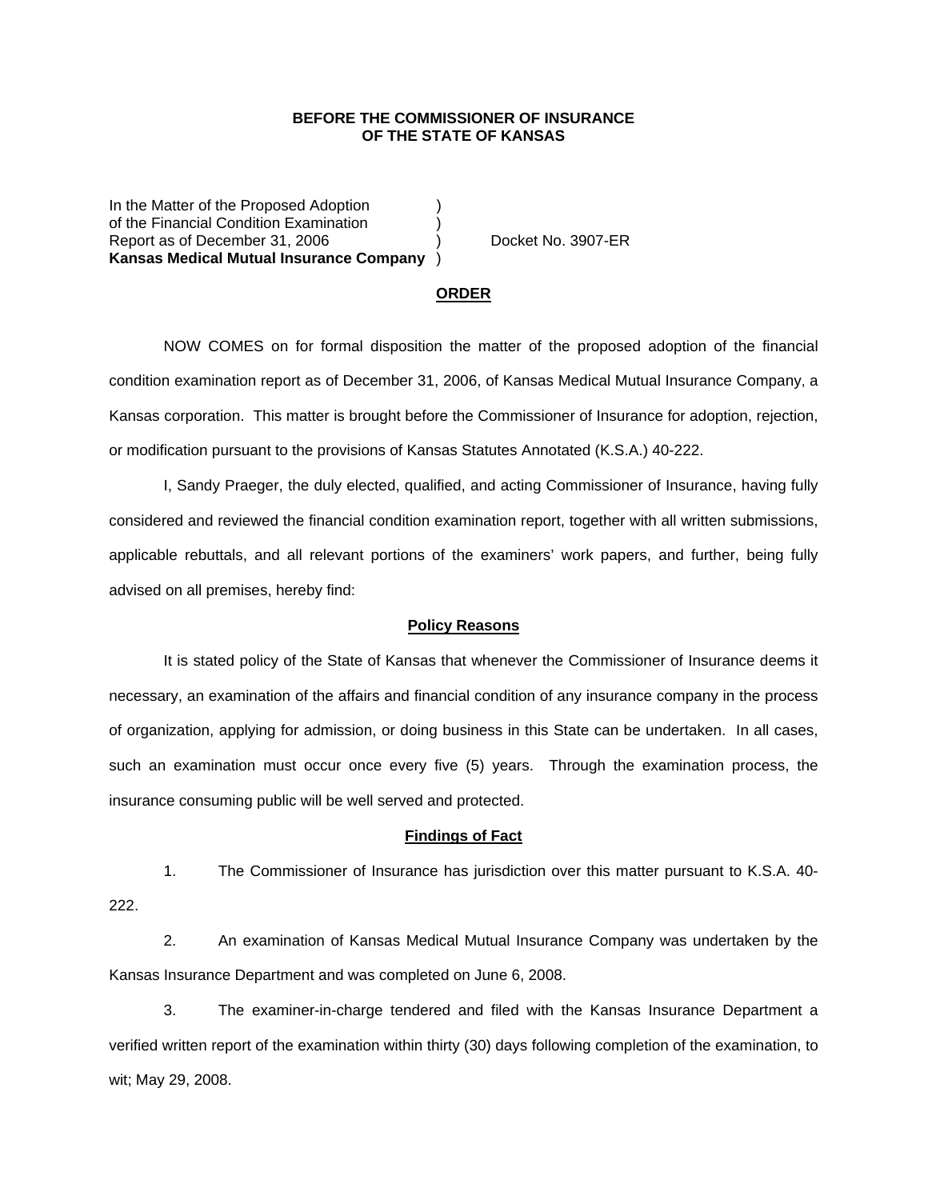**BEFORE THE COMMISSIONER OF INSURANCE**
**OF THE STATE OF KANSAS**

In the Matter of the Proposed Adoption )
of the Financial Condition Examination )
Report as of December 31, 2006 ) Docket No. 3907-ER
**Kansas Medical Mutual Insurance Company** )

## ORDER

NOW COMES on for formal disposition the matter of the proposed adoption of the financial condition examination report as of December 31, 2006, of Kansas Medical Mutual Insurance Company, a Kansas corporation. This matter is brought before the Commissioner of Insurance for adoption, rejection, or modification pursuant to the provisions of Kansas Statutes Annotated (K.S.A.) 40-222.

I, Sandy Praeger, the duly elected, qualified, and acting Commissioner of Insurance, having fully considered and reviewed the financial condition examination report, together with all written submissions, applicable rebuttals, and all relevant portions of the examiners' work papers, and further, being fully advised on all premises, hereby find:

### Policy Reasons

It is stated policy of the State of Kansas that whenever the Commissioner of Insurance deems it necessary, an examination of the affairs and financial condition of any insurance company in the process of organization, applying for admission, or doing business in this State can be undertaken. In all cases, such an examination must occur once every five (5) years. Through the examination process, the insurance consuming public will be well served and protected.

### Findings of Fact

1. The Commissioner of Insurance has jurisdiction over this matter pursuant to K.S.A. 40-222.

2. An examination of Kansas Medical Mutual Insurance Company was undertaken by the Kansas Insurance Department and was completed on June 6, 2008.

3. The examiner-in-charge tendered and filed with the Kansas Insurance Department a verified written report of the examination within thirty (30) days following completion of the examination, to wit; May 29, 2008.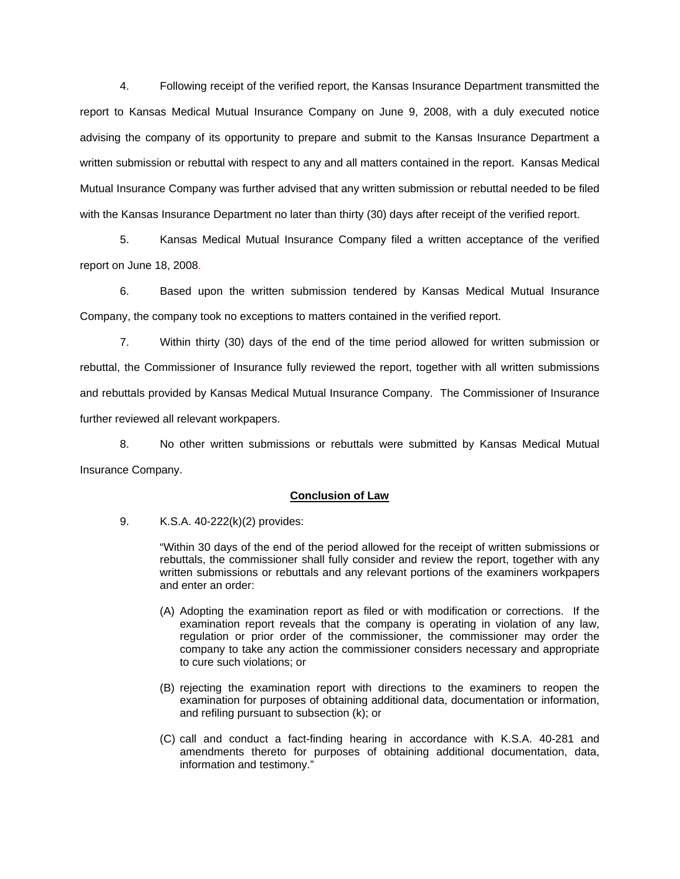4. Following receipt of the verified report, the Kansas Insurance Department transmitted the report to Kansas Medical Mutual Insurance Company on June 9, 2008, with a duly executed notice advising the company of its opportunity to prepare and submit to the Kansas Insurance Department a written submission or rebuttal with respect to any and all matters contained in the report. Kansas Medical Mutual Insurance Company was further advised that any written submission or rebuttal needed to be filed with the Kansas Insurance Department no later than thirty (30) days after receipt of the verified report.

5. Kansas Medical Mutual Insurance Company filed a written acceptance of the verified report on June 18, 2008.

6. Based upon the written submission tendered by Kansas Medical Mutual Insurance Company, the company took no exceptions to matters contained in the verified report.

7. Within thirty (30) days of the end of the time period allowed for written submission or rebuttal, the Commissioner of Insurance fully reviewed the report, together with all written submissions and rebuttals provided by Kansas Medical Mutual Insurance Company. The Commissioner of Insurance further reviewed all relevant workpapers.

8. No other written submissions or rebuttals were submitted by Kansas Medical Mutual Insurance Company.

## Conclusion of Law

9. K.S.A. 40-222(k)(2) provides:

> "Within 30 days of the end of the period allowed for the receipt of written submissions or rebuttals, the commissioner shall fully consider and review the report, together with any written submissions or rebuttals and any relevant portions of the examiners workpapers and enter an order:
>
> (A) Adopting the examination report as filed or with modification or corrections. If the examination report reveals that the company is operating in violation of any law, regulation or prior order of the commissioner, the commissioner may order the company to take any action the commissioner considers necessary and appropriate to cure such violations; or
>
> (B) rejecting the examination report with directions to the examiners to reopen the examination for purposes of obtaining additional data, documentation or information, and refiling pursuant to subsection (k); or
>
> (C) call and conduct a fact-finding hearing in accordance with K.S.A. 40-281 and amendments thereto for purposes of obtaining additional documentation, data, information and testimony."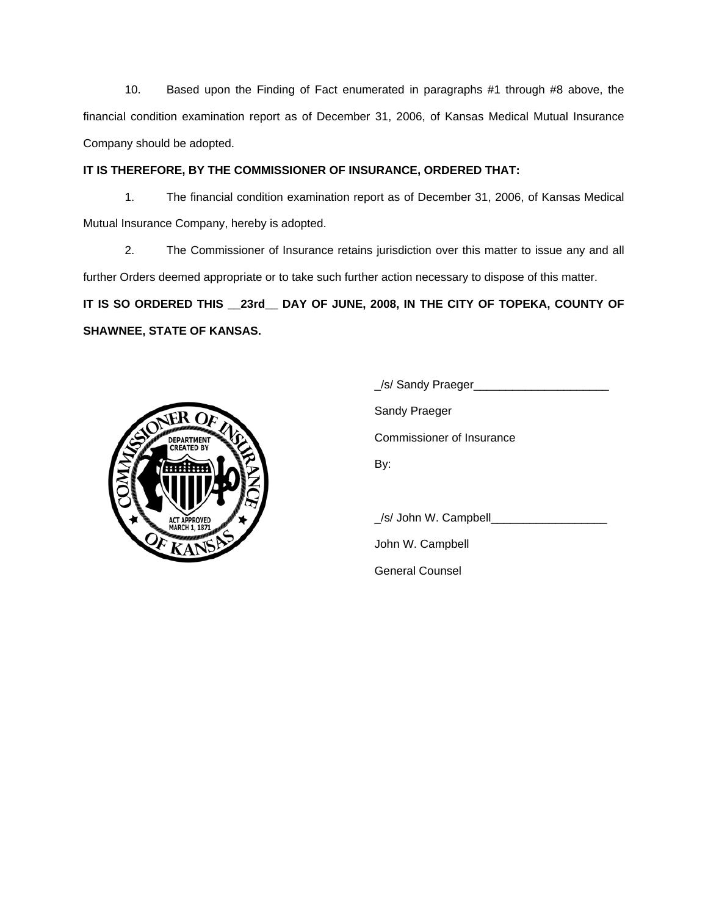10. Based upon the Finding of Fact enumerated in paragraphs #1 through #8 above, the financial condition examination report as of December 31, 2006, of Kansas Medical Mutual Insurance Company should be adopted.

**IT IS THEREFORE, BY THE COMMISSIONER OF INSURANCE, ORDERED THAT:**

1. The financial condition examination report as of December 31, 2006, of Kansas Medical Mutual Insurance Company, hereby is adopted.

2. The Commissioner of Insurance retains jurisdiction over this matter to issue any and all further Orders deemed appropriate or to take such further action necessary to dispose of this matter.

**IT IS SO ORDERED THIS __23rd__ DAY OF JUNE, 2008, IN THE CITY OF TOPEKA, COUNTY OF SHAWNEE, STATE OF KANSAS.**

_/s/ Sandy Praeger_____________________

Sandy Praeger

Commissioner of Insurance

By:

_/s/ John W. Campbell__________________

John W. Campbell

General Counsel